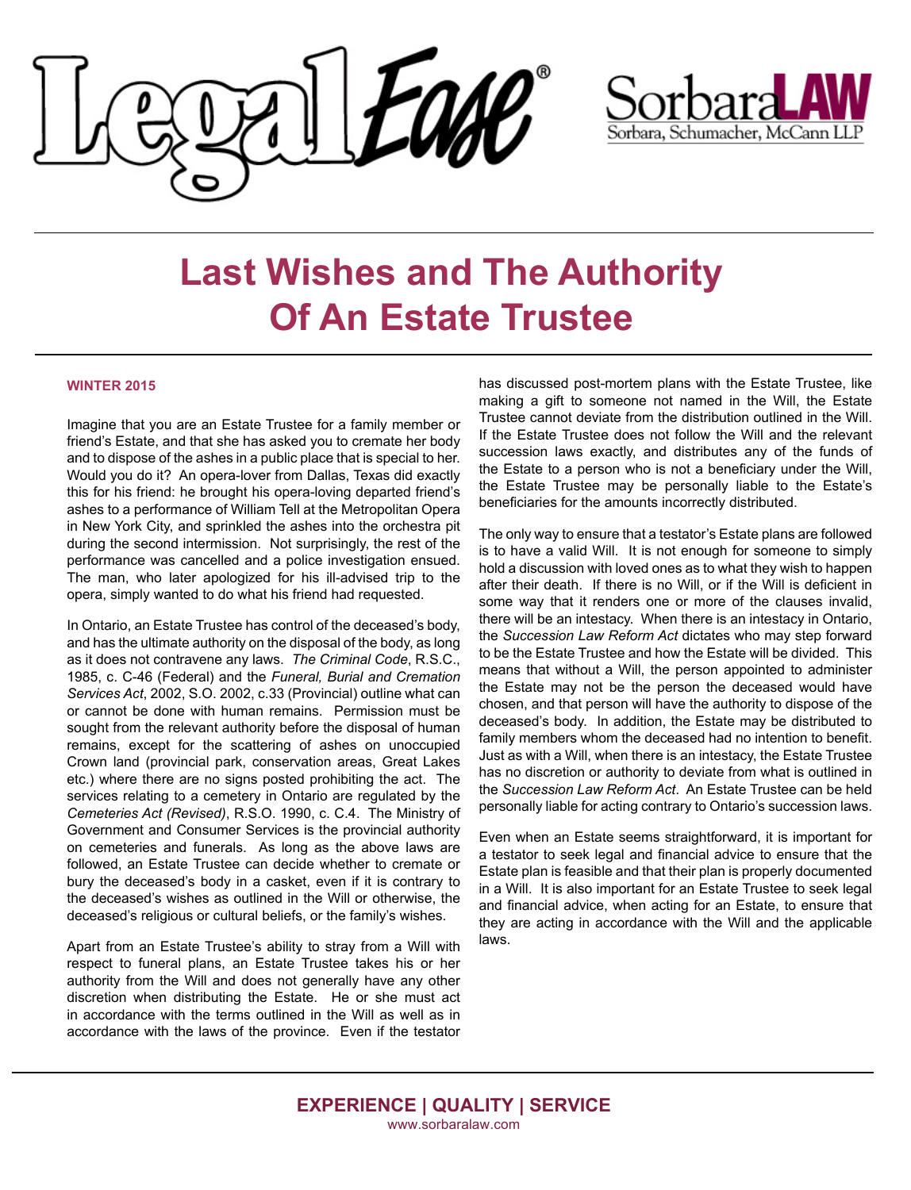LegalEase®

SorbaraLAW
Sorbara, Schumacher, McCann LLP

# Last Wishes and The Authority Of An Estate Trustee

**WINTER 2015**

Imagine that you are an Estate Trustee for a family member or friend's Estate, and that she has asked you to cremate her body and to dispose of the ashes in a public place that is special to her. Would you do it? An opera-lover from Dallas, Texas did exactly this for his friend: he brought his opera-loving departed friend's ashes to a performance of William Tell at the Metropolitan Opera in New York City, and sprinkled the ashes into the orchestra pit during the second intermission. Not surprisingly, the rest of the performance was cancelled and a police investigation ensued. The man, who later apologized for his ill-advised trip to the opera, simply wanted to do what his friend had requested.

In Ontario, an Estate Trustee has control of the deceased's body, and has the ultimate authority on the disposal of the body, as long as it does not contravene any laws. *The Criminal Code*, R.S.C., 1985, c. C-46 (Federal) and the *Funeral, Burial and Cremation Services Act*, 2002, S.O. 2002, c.33 (Provincial) outline what can or cannot be done with human remains. Permission must be sought from the relevant authority before the disposal of human remains, except for the scattering of ashes on unoccupied Crown land (provincial park, conservation areas, Great Lakes etc.) where there are no signs posted prohibiting the act. The services relating to a cemetery in Ontario are regulated by the *Cemeteries Act (Revised)*, R.S.O. 1990, c. C.4. The Ministry of Government and Consumer Services is the provincial authority on cemeteries and funerals. As long as the above laws are followed, an Estate Trustee can decide whether to cremate or bury the deceased's body in a casket, even if it is contrary to the deceased's wishes as outlined in the Will or otherwise, the deceased's religious or cultural beliefs, or the family's wishes.

Apart from an Estate Trustee's ability to stray from a Will with respect to funeral plans, an Estate Trustee takes his or her authority from the Will and does not generally have any other discretion when distributing the Estate. He or she must act in accordance with the terms outlined in the Will as well as in accordance with the laws of the province. Even if the testator has discussed post-mortem plans with the Estate Trustee, like making a gift to someone not named in the Will, the Estate Trustee cannot deviate from the distribution outlined in the Will. If the Estate Trustee does not follow the Will and the relevant succession laws exactly, and distributes any of the funds of the Estate to a person who is not a beneficiary under the Will, the Estate Trustee may be personally liable to the Estate's beneficiaries for the amounts incorrectly distributed.

The only way to ensure that a testator's Estate plans are followed is to have a valid Will. It is not enough for someone to simply hold a discussion with loved ones as to what they wish to happen after their death. If there is no Will, or if the Will is deficient in some way that it renders one or more of the clauses invalid, there will be an intestacy. When there is an intestacy in Ontario, the *Succession Law Reform Act* dictates who may step forward to be the Estate Trustee and how the Estate will be divided. This means that without a Will, the person appointed to administer the Estate may not be the person the deceased would have chosen, and that person will have the authority to dispose of the deceased's body. In addition, the Estate may be distributed to family members whom the deceased had no intention to benefit. Just as with a Will, when there is an intestacy, the Estate Trustee has no discretion or authority to deviate from what is outlined in the *Succession Law Reform Act*. An Estate Trustee can be held personally liable for acting contrary to Ontario's succession laws.

Even when an Estate seems straightforward, it is important for a testator to seek legal and financial advice to ensure that the Estate plan is feasible and that their plan is properly documented in a Will. It is also important for an Estate Trustee to seek legal and financial advice, when acting for an Estate, to ensure that they are acting in accordance with the Will and the applicable laws.

**EXPERIENCE | QUALITY | SERVICE**
www.sorbaralaw.com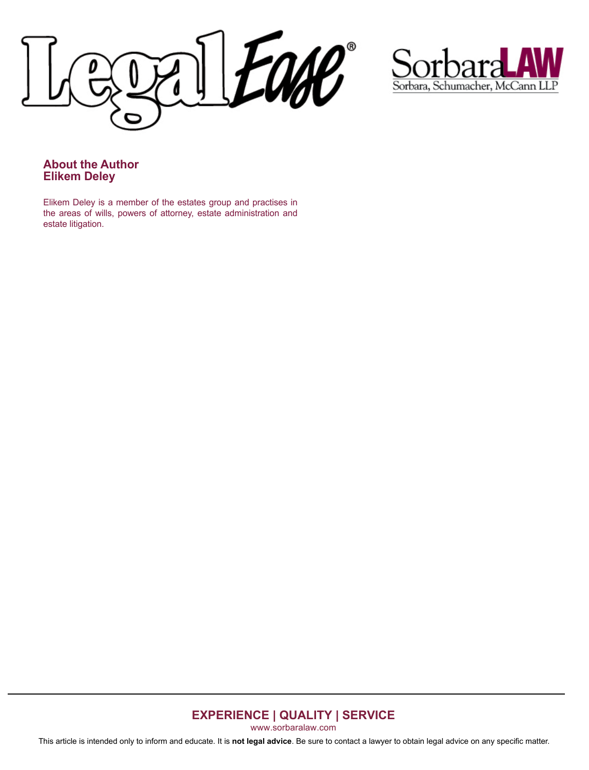## About the Author
## Elikem Deley

Elikem Deley is a member of the estates group and practises in the areas of wills, powers of attorney, estate administration and estate litigation.

**EXPERIENCE | QUALITY | SERVICE**

www.sorbaralaw.com

This article is intended only to inform and educate. It is **not legal advice**. Be sure to contact a lawyer to obtain legal advice on any specific matter.